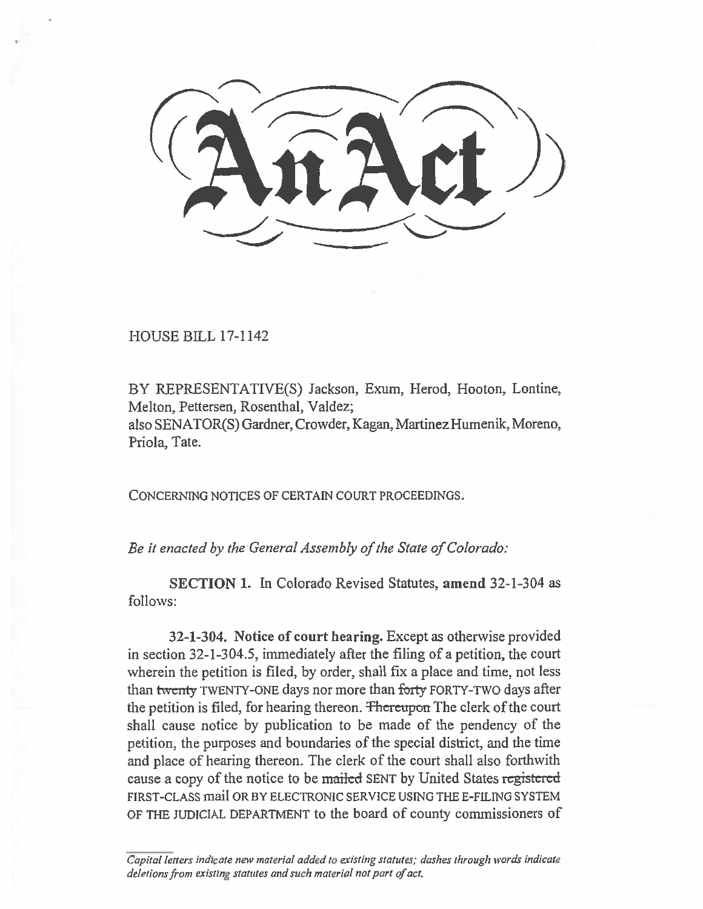# An Act

HOUSE BILL 17-1142

BY REPRESENTATIVE(S) Jackson, Exum, Herod, Hooton, Lontine, Melton, Pettersen, Rosenthal, Valdez;
also SENATOR(S) Gardner, Crowder, Kagan, Martinez Humenik, Moreno, Priola, Tate.

CONCERNING NOTICES OF CERTAIN COURT PROCEEDINGS.

*Be it enacted by the General Assembly of the State of Colorado:*

**SECTION 1.** In Colorado Revised Statutes, **amend** 32-1-304 as follows:

**32-1-304. Notice of court hearing.** Except as otherwise provided in section 32-1-304.5, immediately after the filing of a petition, the court wherein the petition is filed, by order, shall fix a place and time, not less than ~~twenty~~ TWENTY-ONE days nor more than ~~forty~~ FORTY-TWO days after the petition is filed, for hearing thereon. ~~Thereupon~~ The clerk of the court shall cause notice by publication to be made of the pendency of the petition, the purposes and boundaries of the special district, and the time and place of hearing thereon. The clerk of the court shall also forthwith cause a copy of the notice to be ~~mailed~~ SENT by United States ~~registered~~ FIRST-CLASS mail OR BY ELECTRONIC SERVICE USING THE E-FILING SYSTEM OF THE JUDICIAL DEPARTMENT to the board of county commissioners of

*Capital letters indicate new material added to existing statutes; dashes through words indicate deletions from existing statutes and such material not part of act.*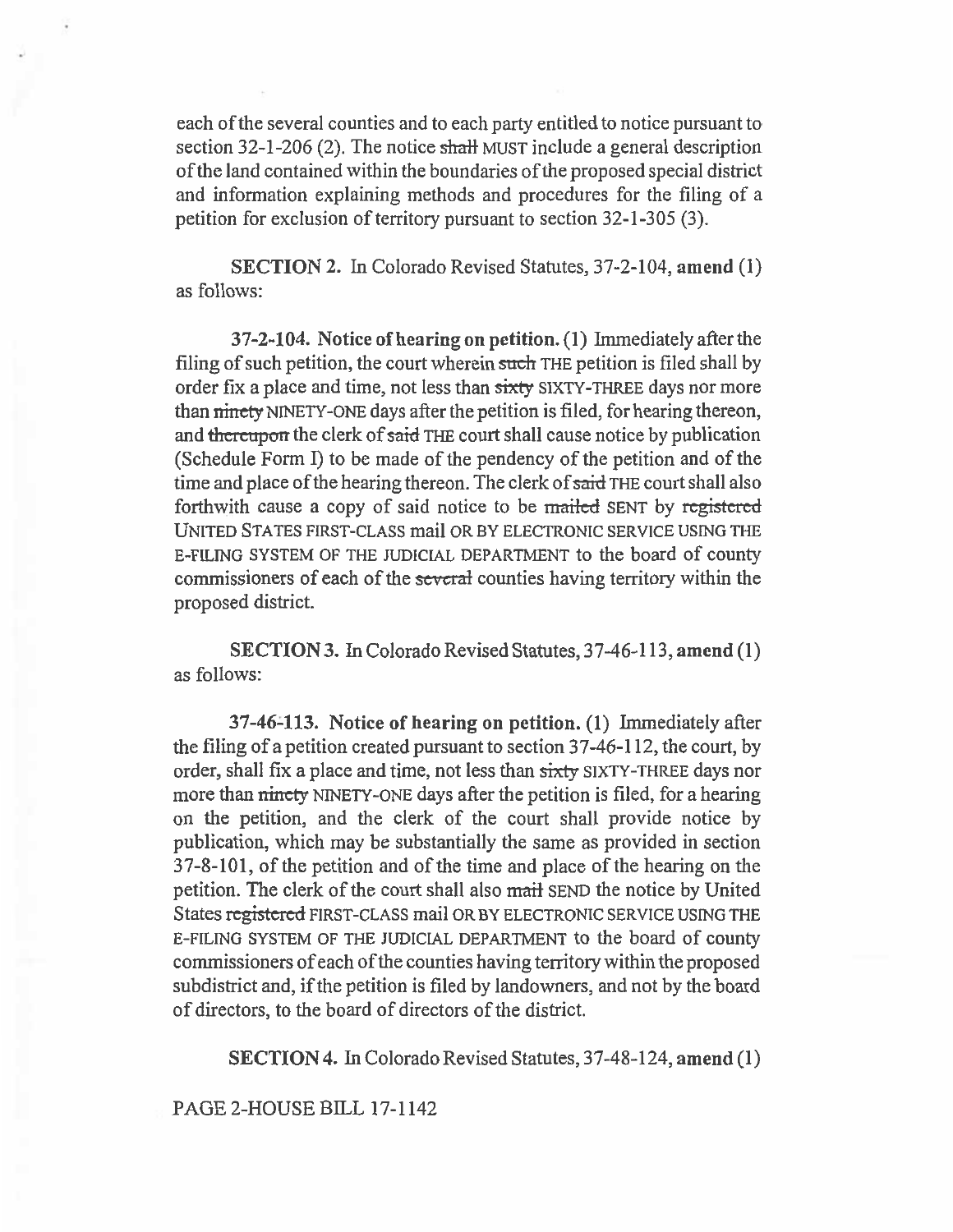each of the several counties and to each party entitled to notice pursuant to section 32-1-206 (2). The notice shall MUST include a general description of the land contained within the boundaries of the proposed special district and information explaining methods and procedures for the filing of a petition for exclusion of territory pursuant to section 32-1-305 (3).

**SECTION 2.** In Colorado Revised Statutes, 37-2-104, **amend** (1) as follows:

**37-2-104. Notice of hearing on petition.** (1) Immediately after the filing of such petition, the court wherein such THE petition is filed shall by order fix a place and time, not less than sixty SIXTY-THREE days nor more than ninety NINETY-ONE days after the petition is filed, for hearing thereon, and thereupon the clerk of said THE court shall cause notice by publication (Schedule Form I) to be made of the pendency of the petition and of the time and place of the hearing thereon. The clerk of said THE court shall also forthwith cause a copy of said notice to be mailed SENT by registered UNITED STATES FIRST-CLASS mail OR BY ELECTRONIC SERVICE USING THE E-FILING SYSTEM OF THE JUDICIAL DEPARTMENT to the board of county commissioners of each of the several counties having territory within the proposed district.

**SECTION 3.** In Colorado Revised Statutes, 37-46-113, **amend** (1) as follows:

**37-46-113. Notice of hearing on petition.** (1) Immediately after the filing of a petition created pursuant to section 37-46-112, the court, by order, shall fix a place and time, not less than sixty SIXTY-THREE days nor more than ninety NINETY-ONE days after the petition is filed, for a hearing on the petition, and the clerk of the court shall provide notice by publication, which may be substantially the same as provided in section 37-8-101, of the petition and of the time and place of the hearing on the petition. The clerk of the court shall also mail SEND the notice by United States registered FIRST-CLASS mail OR BY ELECTRONIC SERVICE USING THE E-FILING SYSTEM OF THE JUDICIAL DEPARTMENT to the board of county commissioners of each of the counties having territory within the proposed subdistrict and, if the petition is filed by landowners, and not by the board of directors, to the board of directors of the district.

**SECTION 4.** In Colorado Revised Statutes, 37-48-124, **amend** (1)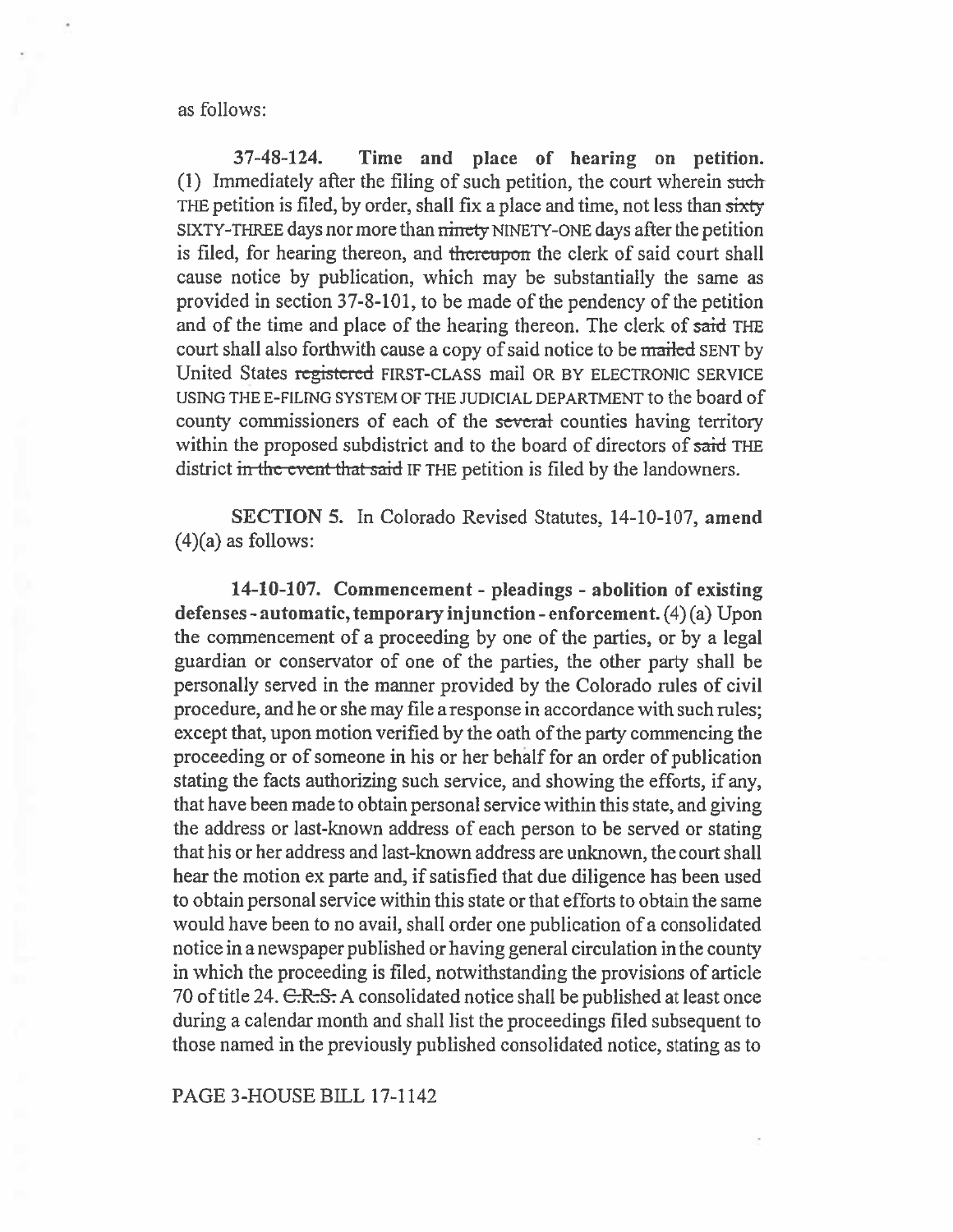as follows:

**37-48-124. Time and place of hearing on petition.** (1) Immediately after the filing of such petition, the court wherein ~~such~~ THE petition is filed, by order, shall fix a place and time, not less than ~~sixty~~ SIXTY-THREE days nor more than ~~ninety~~ NINETY-ONE days after the petition is filed, for hearing thereon, and ~~thereupon~~ the clerk of said court shall cause notice by publication, which may be substantially the same as provided in section 37-8-101, to be made of the pendency of the petition and of the time and place of the hearing thereon. The clerk of ~~said~~ THE court shall also forthwith cause a copy of said notice to be ~~mailed~~ SENT by United States ~~registered~~ FIRST-CLASS mail OR BY ELECTRONIC SERVICE USING THE E-FILING SYSTEM OF THE JUDICIAL DEPARTMENT to the board of county commissioners of each of the ~~several~~ counties having territory within the proposed subdistrict and to the board of directors of ~~said~~ THE district ~~in the event that said~~ IF THE petition is filed by the landowners.

**SECTION 5.** In Colorado Revised Statutes, 14-10-107, **amend** (4)(a) as follows:

**14-10-107. Commencement - pleadings - abolition of existing defenses - automatic, temporary injunction - enforcement.** (4) (a) Upon the commencement of a proceeding by one of the parties, or by a legal guardian or conservator of one of the parties, the other party shall be personally served in the manner provided by the Colorado rules of civil procedure, and he or she may file a response in accordance with such rules; except that, upon motion verified by the oath of the party commencing the proceeding or of someone in his or her behalf for an order of publication stating the facts authorizing such service, and showing the efforts, if any, that have been made to obtain personal service within this state, and giving the address or last-known address of each person to be served or stating that his or her address and last-known address are unknown, the court shall hear the motion ex parte and, if satisfied that due diligence has been used to obtain personal service within this state or that efforts to obtain the same would have been to no avail, shall order one publication of a consolidated notice in a newspaper published or having general circulation in the county in which the proceeding is filed, notwithstanding the provisions of article 70 of title 24. ~~C.R.S.~~ A consolidated notice shall be published at least once during a calendar month and shall list the proceedings filed subsequent to those named in the previously published consolidated notice, stating as to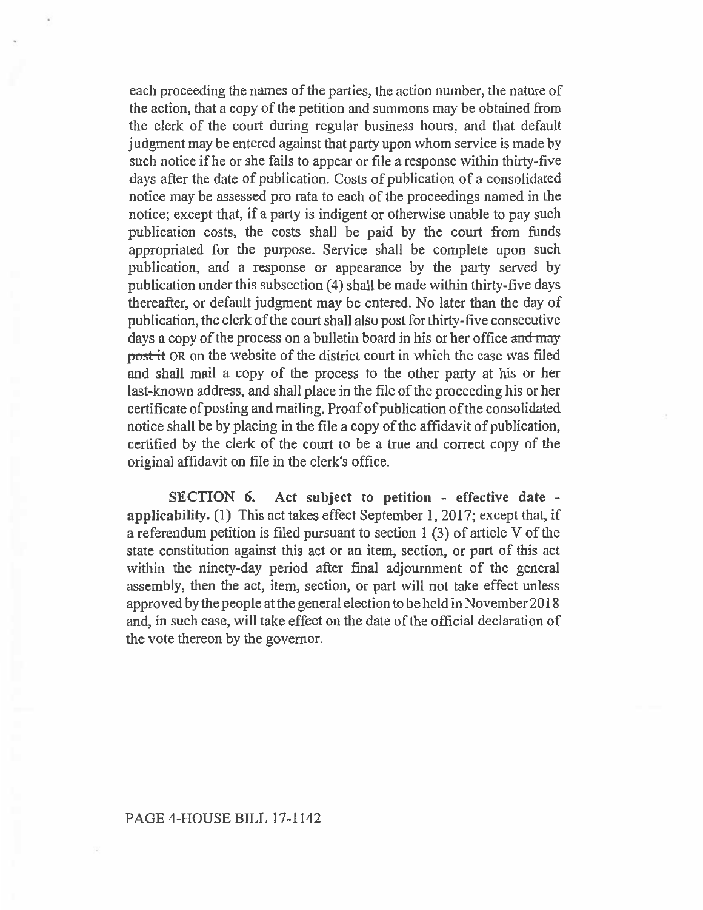each proceeding the names of the parties, the action number, the nature of the action, that a copy of the petition and summons may be obtained from the clerk of the court during regular business hours, and that default judgment may be entered against that party upon whom service is made by such notice if he or she fails to appear or file a response within thirty-five days after the date of publication. Costs of publication of a consolidated notice may be assessed pro rata to each of the proceedings named in the notice; except that, if a party is indigent or otherwise unable to pay such publication costs, the costs shall be paid by the court from funds appropriated for the purpose. Service shall be complete upon such publication, and a response or appearance by the party served by publication under this subsection (4) shall be made within thirty-five days thereafter, or default judgment may be entered. No later than the day of publication, the clerk of the court shall also post for thirty-five consecutive days a copy of the process on a bulletin board in his or her office ~~and may post it~~ OR on the website of the district court in which the case was filed and shall mail a copy of the process to the other party at his or her last-known address, and shall place in the file of the proceeding his or her certificate of posting and mailing. Proof of publication of the consolidated notice shall be by placing in the file a copy of the affidavit of publication, certified by the clerk of the court to be a true and correct copy of the original affidavit on file in the clerk's office.

**SECTION 6. Act subject to petition - effective date - applicability.** (1) This act takes effect September 1, 2017; except that, if a referendum petition is filed pursuant to section 1 (3) of article V of the state constitution against this act or an item, section, or part of this act within the ninety-day period after final adjournment of the general assembly, then the act, item, section, or part will not take effect unless approved by the people at the general election to be held in November 2018 and, in such case, will take effect on the date of the official declaration of the vote thereon by the governor.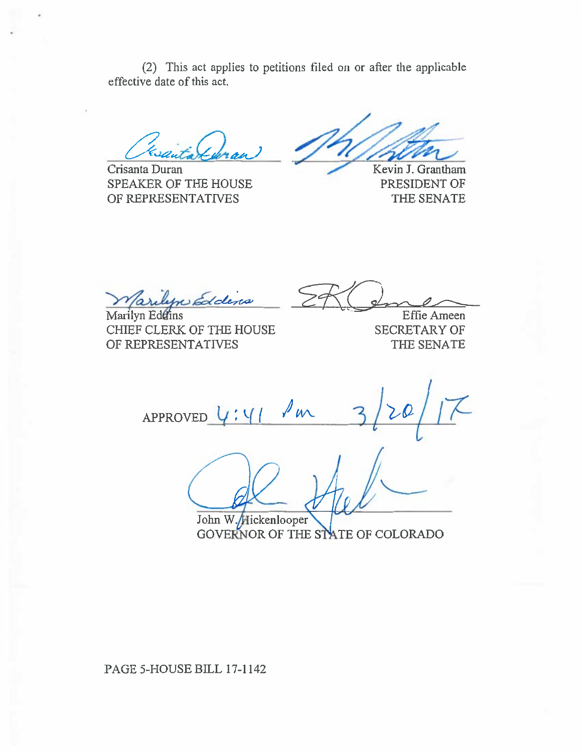(2) This act applies to petitions filed on or after the applicable effective date of this act.

Crisanta Duran
SPEAKER OF THE HOUSE
OF REPRESENTATIVES

Kevin J. Grantham
PRESIDENT OF
THE SENATE

Marilyn Eddins
CHIEF CLERK OF THE HOUSE
OF REPRESENTATIVES

Effie Ameen
SECRETARY OF
THE SENATE

APPROVED 4:41 pm 3/20/17

John W. Hickenlooper
GOVERNOR OF THE STATE OF COLORADO

PAGE 5-HOUSE BILL 17-1142